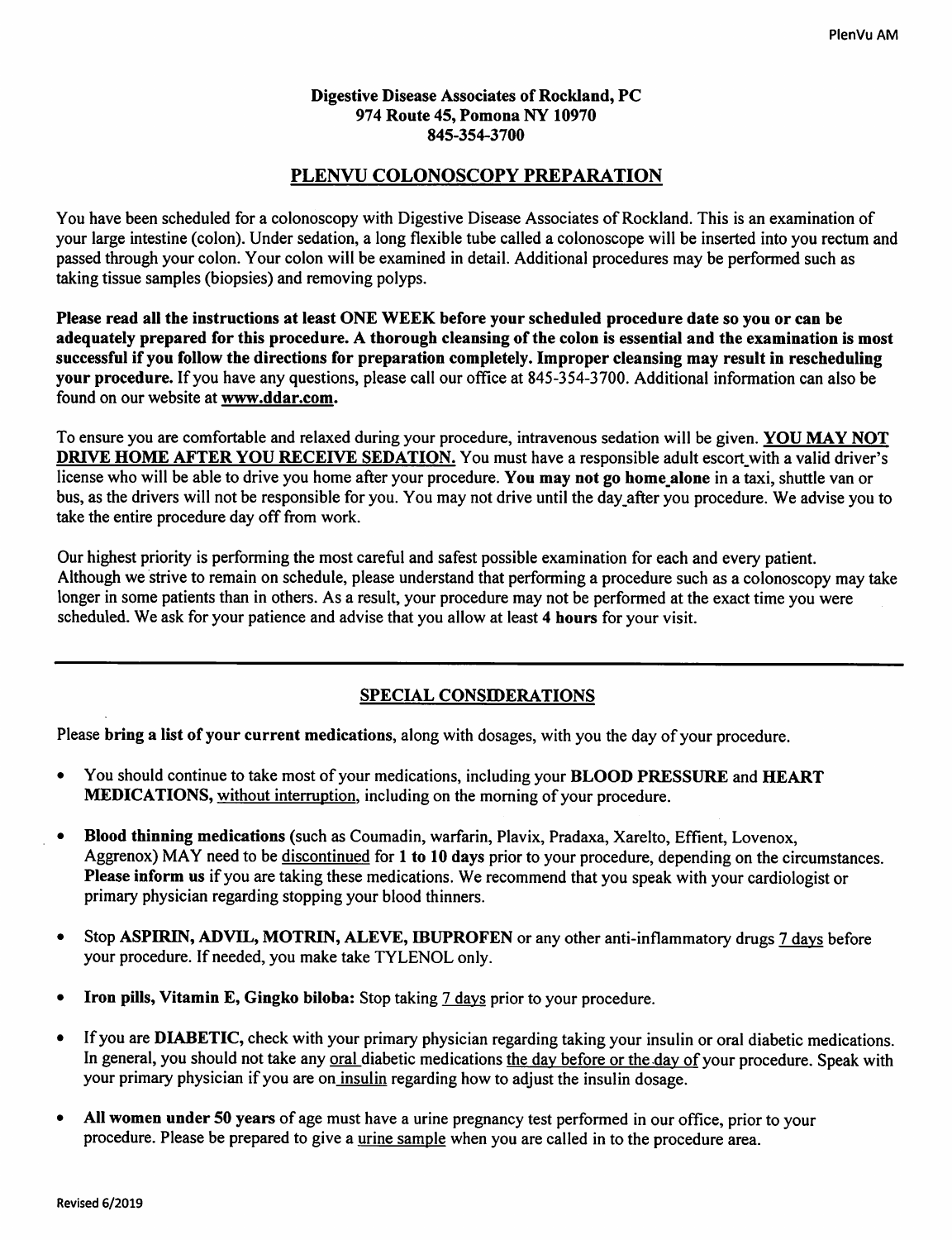**Digestive Disease Associates of Rockland, PC**
**974 Route 45, Pomona NY 10970**
**845-354-3700**

## PLENVU COLONOSCOPY PREPARATION

You have been scheduled for a colonoscopy with Digestive Disease Associates of Rockland. This is an examination of your large intestine (colon). Under sedation, a long flexible tube called a colonoscope will be inserted into you rectum and passed through your colon. Your colon will be examined in detail. Additional procedures may be performed such as taking tissue samples (biopsies) and removing polyps.

**Please read all the instructions at least ONE WEEK before your scheduled procedure date so you or can be adequately prepared for this procedure. A thorough cleansing of the colon is essential and the examination is most successful if you follow the directions for preparation completely. Improper cleansing may result in rescheduling your procedure.** If you have any questions, please call our office at 845-354-3700. Additional information can also be found on our website at **www.ddar.com.**

To ensure you are comfortable and relaxed during your procedure, intravenous sedation will be given. **YOU MAY NOT DRIVE HOME AFTER YOU RECEIVE SEDATION.** You must have a responsible adult escort with a valid driver's license who will be able to drive you home after your procedure. **You may not go home alone** in a taxi, shuttle van or bus, as the drivers will not be responsible for you. You may not drive until the day after you procedure. We advise you to take the entire procedure day off from work.

Our highest priority is performing the most careful and safest possible examination for each and every patient. Although we strive to remain on schedule, please understand that performing a procedure such as a colonoscopy may take longer in some patients than in others. As a result, your procedure may not be performed at the exact time you were scheduled. We ask for your patience and advise that you allow at least **4 hours** for your visit.

---

## SPECIAL CONSIDERATIONS

Please **bring a list of your current medications**, along with dosages, with you the day of your procedure.

- You should continue to take most of your medications, including your **BLOOD PRESSURE** and **HEART MEDICATIONS,** without interruption, including on the morning of your procedure.
- **Blood thinning medications** (such as Coumadin, warfarin, Plavix, Pradaxa, Xarelto, Effient, Lovenox, Aggrenox) MAY need to be discontinued for **1 to 10 days** prior to your procedure, depending on the circumstances. **Please inform us** if you are taking these medications. We recommend that you speak with your cardiologist or primary physician regarding stopping your blood thinners.
- Stop **ASPIRIN, ADVIL, MOTRIN, ALEVE, IBUPROFEN** or any other anti-inflammatory drugs 7 days before your procedure. If needed, you make take TYLENOL only.
- **Iron pills, Vitamin E, Gingko biloba:** Stop taking 7 days prior to your procedure.
- If you are **DIABETIC,** check with your primary physician regarding taking your insulin or oral diabetic medications. In general, you should not take any oral diabetic medications the day before or the day of your procedure. Speak with your primary physician if you are on insulin regarding how to adjust the insulin dosage.
- **All women under 50 years** of age must have a urine pregnancy test performed in our office, prior to your procedure. Please be prepared to give a urine sample when you are called in to the procedure area.

Revised 6/2019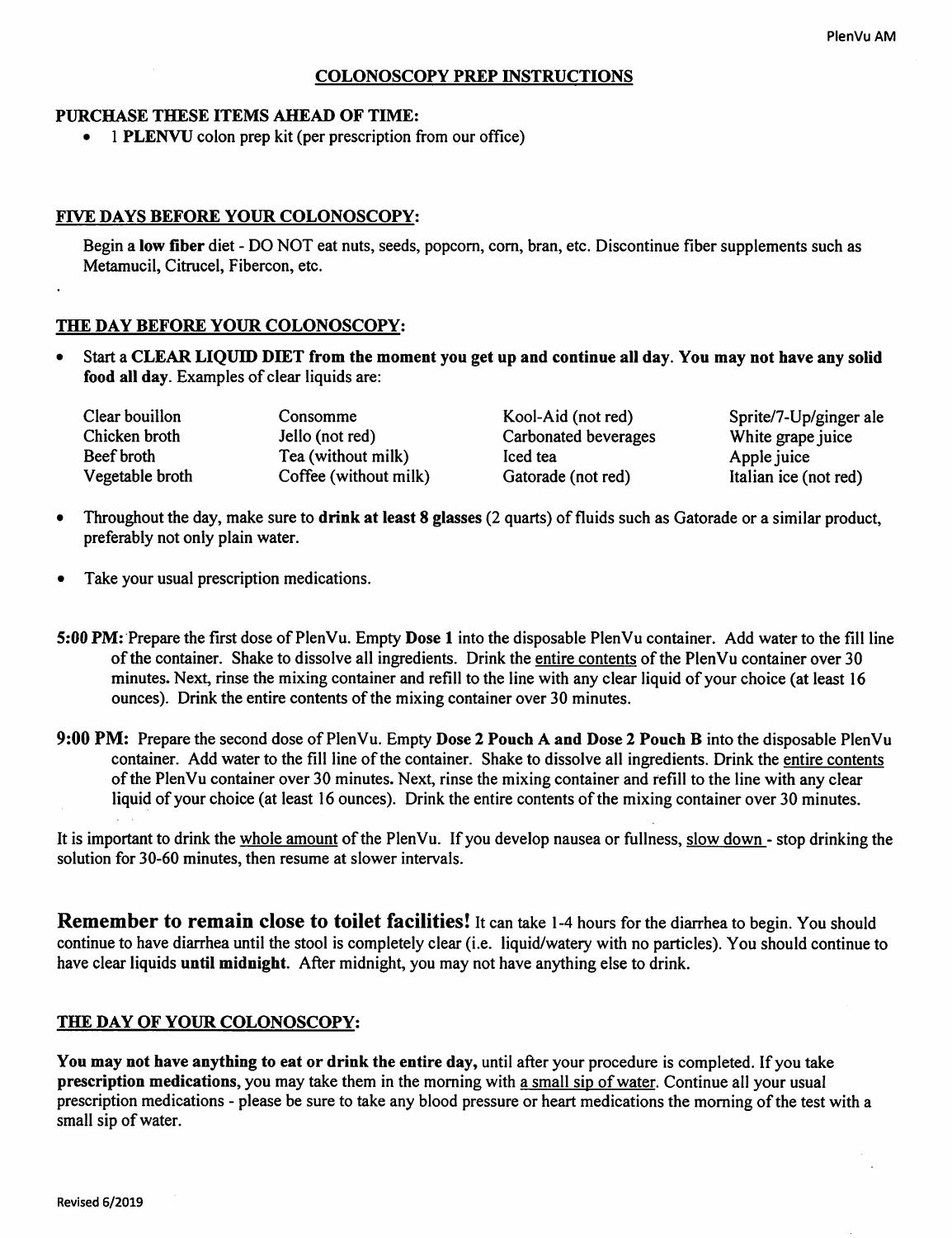# COLONOSCOPY PREP INSTRUCTIONS

## PURCHASE THESE ITEMS AHEAD OF TIME:

- 1 **PLENVU** colon prep kit (per prescription from our office)

## FIVE DAYS BEFORE YOUR COLONOSCOPY:

Begin a **low fiber** diet - DO NOT eat nuts, seeds, popcorn, corn, bran, etc. Discontinue fiber supplements such as Metamucil, Citrucel, Fibercon, etc.

## THE DAY BEFORE YOUR COLONOSCOPY:

- Start a **CLEAR LIQUID DIET from the moment you get up and continue all day. You may not have any solid food all day**. Examples of clear liquids are:

| | | | |
|---|---|---|---|
| Clear bouillon | Consomme | Kool-Aid (not red) | Sprite/7-Up/ginger ale |
| Chicken broth | Jello (not red) | Carbonated beverages | White grape juice |
| Beef broth | Tea (without milk) | Iced tea | Apple juice |
| Vegetable broth | Coffee (without milk) | Gatorade (not red) | Italian ice (not red) |

- Throughout the day, make sure to **drink at least 8 glasses** (2 quarts) of fluids such as Gatorade or a similar product, preferably not only plain water.
- Take your usual prescription medications.

**5:00 PM:** Prepare the first dose of PlenVu. Empty **Dose 1** into the disposable PlenVu container. Add water to the fill line of the container. Shake to dissolve all ingredients. Drink the entire contents of the PlenVu container over 30 minutes. Next, rinse the mixing container and refill to the line with any clear liquid of your choice (at least 16 ounces). Drink the entire contents of the mixing container over 30 minutes.

**9:00 PM:** Prepare the second dose of PlenVu. Empty **Dose 2 Pouch A and Dose 2 Pouch B** into the disposable PlenVu container. Add water to the fill line of the container. Shake to dissolve all ingredients. Drink the entire contents of the PlenVu container over 30 minutes. Next, rinse the mixing container and refill to the line with any clear liquid of your choice (at least 16 ounces). Drink the entire contents of the mixing container over 30 minutes.

It is important to drink the whole amount of the PlenVu. If you develop nausea or fullness, slow down - stop drinking the solution for 30-60 minutes, then resume at slower intervals.

**Remember to remain close to toilet facilities!** It can take 1-4 hours for the diarrhea to begin. You should continue to have diarrhea until the stool is completely clear (i.e. liquid/watery with no particles). You should continue to have clear liquids **until midnight**. After midnight, you may not have anything else to drink.

## THE DAY OF YOUR COLONOSCOPY:

**You may not have anything to eat or drink the entire day,** until after your procedure is completed. If you take **prescription medications**, you may take them in the morning with a small sip of water. Continue all your usual prescription medications - please be sure to take any blood pressure or heart medications the morning of the test with a small sip of water.

Revised 6/2019